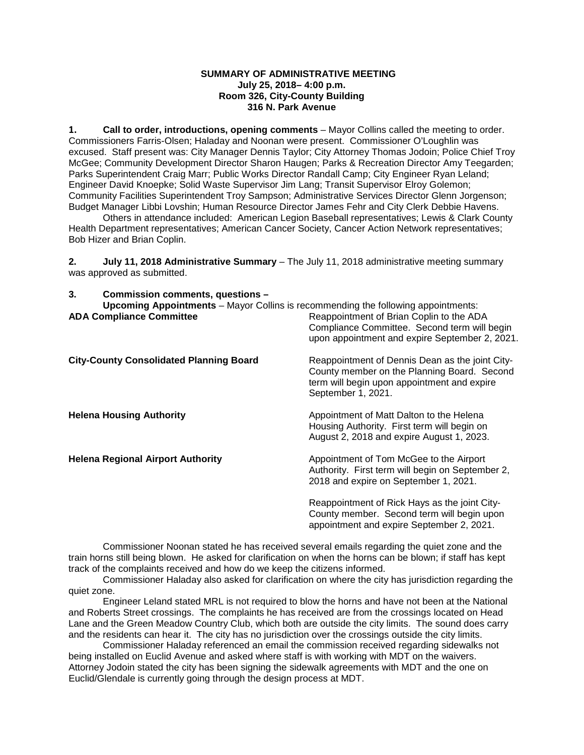**SUMMARY OF ADMINISTRATIVE MEETING**
**July 25, 2018– 4:00 p.m.**
**Room 326, City-County Building**
**316 N. Park Avenue**

**1. Call to order, introductions, opening comments** – Mayor Collins called the meeting to order. Commissioners Farris-Olsen; Haladay and Noonan were present. Commissioner O'Loughlin was excused. Staff present was: City Manager Dennis Taylor; City Attorney Thomas Jodoin; Police Chief Troy McGee; Community Development Director Sharon Haugen; Parks & Recreation Director Amy Teegarden; Parks Superintendent Craig Marr; Public Works Director Randall Camp; City Engineer Ryan Leland; Engineer David Knoepke; Solid Waste Supervisor Jim Lang; Transit Supervisor Elroy Golemon; Community Facilities Superintendent Troy Sampson; Administrative Services Director Glenn Jorgenson; Budget Manager Libbi Lovshin; Human Resource Director James Fehr and City Clerk Debbie Havens.

Others in attendance included: American Legion Baseball representatives; Lewis & Clark County Health Department representatives; American Cancer Society, Cancer Action Network representatives; Bob Hizer and Brian Coplin.

**2. July 11, 2018 Administrative Summary** – The July 11, 2018 administrative meeting summary was approved as submitted.

**3. Commission comments, questions –**

**Upcoming Appointments** – Mayor Collins is recommending the following appointments:

| | |
|---|---|
| **ADA Compliance Committee** | Reappointment of Brian Coplin to the ADA Compliance Committee. Second term will begin upon appointment and expire September 2, 2021. |
| **City-County Consolidated Planning Board** | Reappointment of Dennis Dean as the joint City-County member on the Planning Board. Second term will begin upon appointment and expire September 1, 2021. |
| **Helena Housing Authority** | Appointment of Matt Dalton to the Helena Housing Authority. First term will begin on August 2, 2018 and expire August 1, 2023. |
| **Helena Regional Airport Authority** | Appointment of Tom McGee to the Airport Authority. First term will begin on September 2, 2018 and expire on September 1, 2021. |
| | Reappointment of Rick Hays as the joint City-County member. Second term will begin upon appointment and expire September 2, 2021. |

Commissioner Noonan stated he has received several emails regarding the quiet zone and the train horns still being blown. He asked for clarification on when the horns can be blown; if staff has kept track of the complaints received and how do we keep the citizens informed.

Commissioner Haladay also asked for clarification on where the city has jurisdiction regarding the quiet zone.

Engineer Leland stated MRL is not required to blow the horns and have not been at the National and Roberts Street crossings. The complaints he has received are from the crossings located on Head Lane and the Green Meadow Country Club, which both are outside the city limits. The sound does carry and the residents can hear it. The city has no jurisdiction over the crossings outside the city limits.

Commissioner Haladay referenced an email the commission received regarding sidewalks not being installed on Euclid Avenue and asked where staff is with working with MDT on the waivers. Attorney Jodoin stated the city has been signing the sidewalk agreements with MDT and the one on Euclid/Glendale is currently going through the design process at MDT.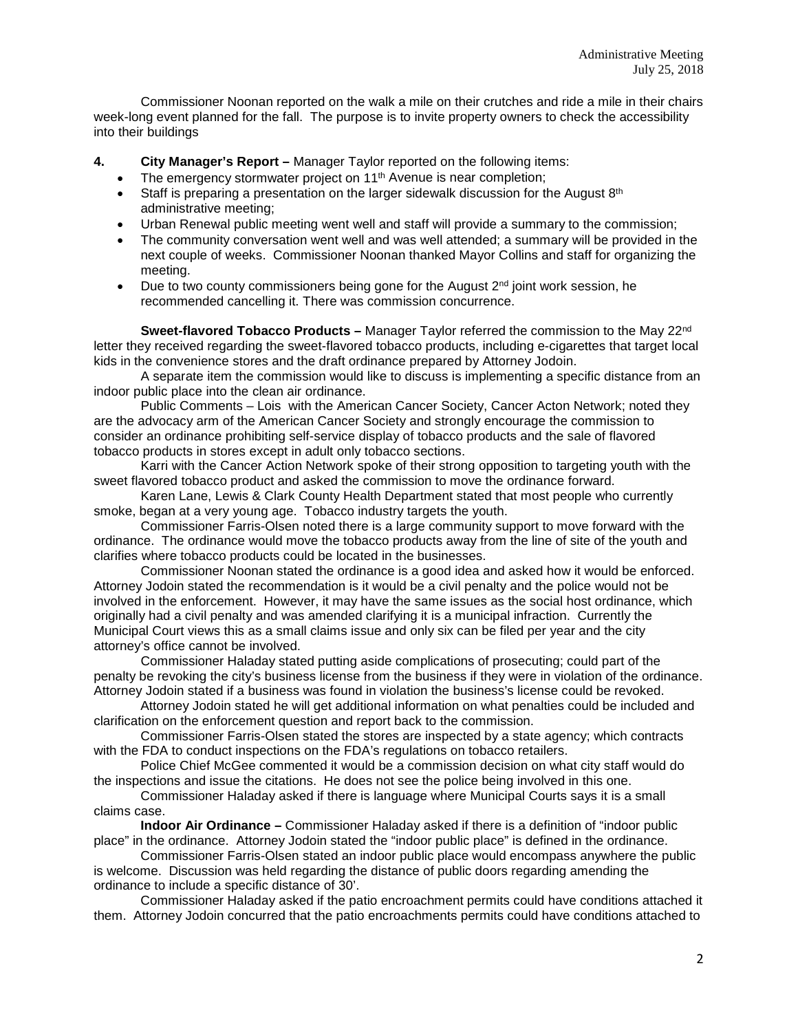Commissioner Noonan reported on the walk a mile on their crutches and ride a mile in their chairs week-long event planned for the fall. The purpose is to invite property owners to check the accessibility into their buildings

**4. City Manager's Report –** Manager Taylor reported on the following items:

- The emergency stormwater project on 11th Avenue is near completion;
- Staff is preparing a presentation on the larger sidewalk discussion for the August 8th administrative meeting;
- Urban Renewal public meeting went well and staff will provide a summary to the commission;
- The community conversation went well and was well attended; a summary will be provided in the next couple of weeks. Commissioner Noonan thanked Mayor Collins and staff for organizing the meeting.
- Due to two county commissioners being gone for the August 2nd joint work session, he recommended cancelling it. There was commission concurrence.

**Sweet-flavored Tobacco Products –** Manager Taylor referred the commission to the May 22nd letter they received regarding the sweet-flavored tobacco products, including e-cigarettes that target local kids in the convenience stores and the draft ordinance prepared by Attorney Jodoin.

A separate item the commission would like to discuss is implementing a specific distance from an indoor public place into the clean air ordinance.

Public Comments – Lois with the American Cancer Society, Cancer Acton Network; noted they are the advocacy arm of the American Cancer Society and strongly encourage the commission to consider an ordinance prohibiting self-service display of tobacco products and the sale of flavored tobacco products in stores except in adult only tobacco sections.

Karri with the Cancer Action Network spoke of their strong opposition to targeting youth with the sweet flavored tobacco product and asked the commission to move the ordinance forward.

Karen Lane, Lewis & Clark County Health Department stated that most people who currently smoke, began at a very young age. Tobacco industry targets the youth.

Commissioner Farris-Olsen noted there is a large community support to move forward with the ordinance. The ordinance would move the tobacco products away from the line of site of the youth and clarifies where tobacco products could be located in the businesses.

Commissioner Noonan stated the ordinance is a good idea and asked how it would be enforced. Attorney Jodoin stated the recommendation is it would be a civil penalty and the police would not be involved in the enforcement. However, it may have the same issues as the social host ordinance, which originally had a civil penalty and was amended clarifying it is a municipal infraction. Currently the Municipal Court views this as a small claims issue and only six can be filed per year and the city attorney's office cannot be involved.

Commissioner Haladay stated putting aside complications of prosecuting; could part of the penalty be revoking the city's business license from the business if they were in violation of the ordinance. Attorney Jodoin stated if a business was found in violation the business's license could be revoked.

Attorney Jodoin stated he will get additional information on what penalties could be included and clarification on the enforcement question and report back to the commission.

Commissioner Farris-Olsen stated the stores are inspected by a state agency; which contracts with the FDA to conduct inspections on the FDA's regulations on tobacco retailers.

Police Chief McGee commented it would be a commission decision on what city staff would do the inspections and issue the citations. He does not see the police being involved in this one.

Commissioner Haladay asked if there is language where Municipal Courts says it is a small claims case.

**Indoor Air Ordinance –** Commissioner Haladay asked if there is a definition of "indoor public place" in the ordinance. Attorney Jodoin stated the "indoor public place" is defined in the ordinance.

Commissioner Farris-Olsen stated an indoor public place would encompass anywhere the public is welcome. Discussion was held regarding the distance of public doors regarding amending the ordinance to include a specific distance of 30'.

Commissioner Haladay asked if the patio encroachment permits could have conditions attached it them. Attorney Jodoin concurred that the patio encroachments permits could have conditions attached to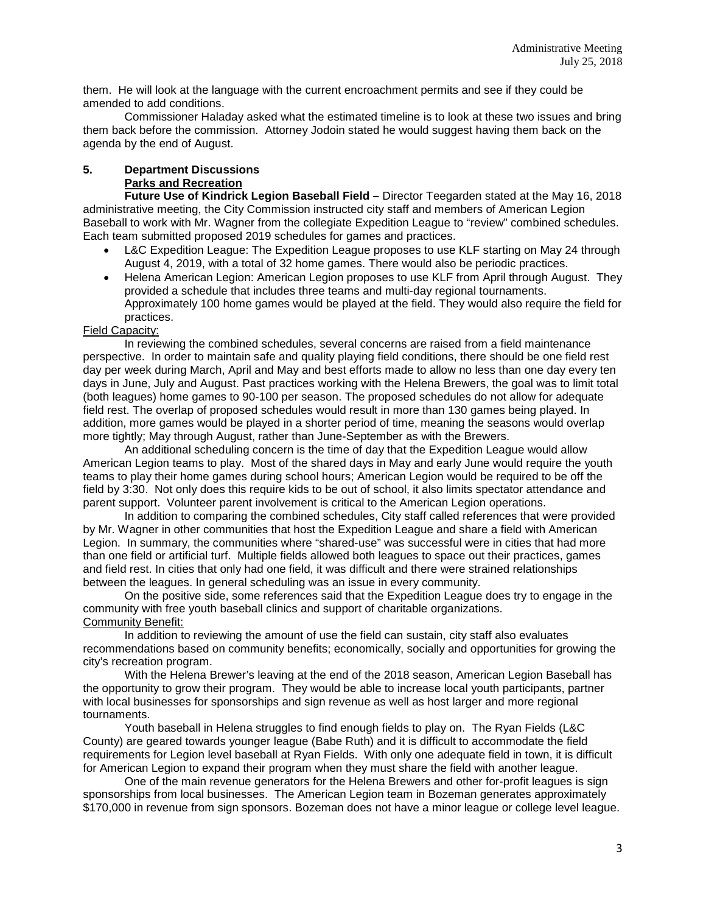them. He will look at the language with the current encroachment permits and see if they could be amended to add conditions.

Commissioner Haladay asked what the estimated timeline is to look at these two issues and bring them back before the commission. Attorney Jodoin stated he would suggest having them back on the agenda by the end of August.

## 5. Department Discussions

### Parks and Recreation

**Future Use of Kindrick Legion Baseball Field –** Director Teegarden stated at the May 16, 2018 administrative meeting, the City Commission instructed city staff and members of American Legion Baseball to work with Mr. Wagner from the collegiate Expedition League to "review" combined schedules. Each team submitted proposed 2019 schedules for games and practices.

- L&C Expedition League: The Expedition League proposes to use KLF starting on May 24 through August 4, 2019, with a total of 32 home games. There would also be periodic practices.
- Helena American Legion: American Legion proposes to use KLF from April through August. They provided a schedule that includes three teams and multi-day regional tournaments. Approximately 100 home games would be played at the field. They would also require the field for practices.

Field Capacity:

In reviewing the combined schedules, several concerns are raised from a field maintenance perspective. In order to maintain safe and quality playing field conditions, there should be one field rest day per week during March, April and May and best efforts made to allow no less than one day every ten days in June, July and August. Past practices working with the Helena Brewers, the goal was to limit total (both leagues) home games to 90-100 per season. The proposed schedules do not allow for adequate field rest. The overlap of proposed schedules would result in more than 130 games being played. In addition, more games would be played in a shorter period of time, meaning the seasons would overlap more tightly; May through August, rather than June-September as with the Brewers.

An additional scheduling concern is the time of day that the Expedition League would allow American Legion teams to play. Most of the shared days in May and early June would require the youth teams to play their home games during school hours; American Legion would be required to be off the field by 3:30. Not only does this require kids to be out of school, it also limits spectator attendance and parent support. Volunteer parent involvement is critical to the American Legion operations.

In addition to comparing the combined schedules, City staff called references that were provided by Mr. Wagner in other communities that host the Expedition League and share a field with American Legion. In summary, the communities where "shared-use" was successful were in cities that had more than one field or artificial turf. Multiple fields allowed both leagues to space out their practices, games and field rest. In cities that only had one field, it was difficult and there were strained relationships between the leagues. In general scheduling was an issue in every community.

On the positive side, some references said that the Expedition League does try to engage in the community with free youth baseball clinics and support of charitable organizations.

Community Benefit:

In addition to reviewing the amount of use the field can sustain, city staff also evaluates recommendations based on community benefits; economically, socially and opportunities for growing the city's recreation program.

With the Helena Brewer's leaving at the end of the 2018 season, American Legion Baseball has the opportunity to grow their program. They would be able to increase local youth participants, partner with local businesses for sponsorships and sign revenue as well as host larger and more regional tournaments.

Youth baseball in Helena struggles to find enough fields to play on. The Ryan Fields (L&C County) are geared towards younger league (Babe Ruth) and it is difficult to accommodate the field requirements for Legion level baseball at Ryan Fields. With only one adequate field in town, it is difficult for American Legion to expand their program when they must share the field with another league.

One of the main revenue generators for the Helena Brewers and other for-profit leagues is sign sponsorships from local businesses. The American Legion team in Bozeman generates approximately $170,000 in revenue from sign sponsors. Bozeman does not have a minor league or college level league.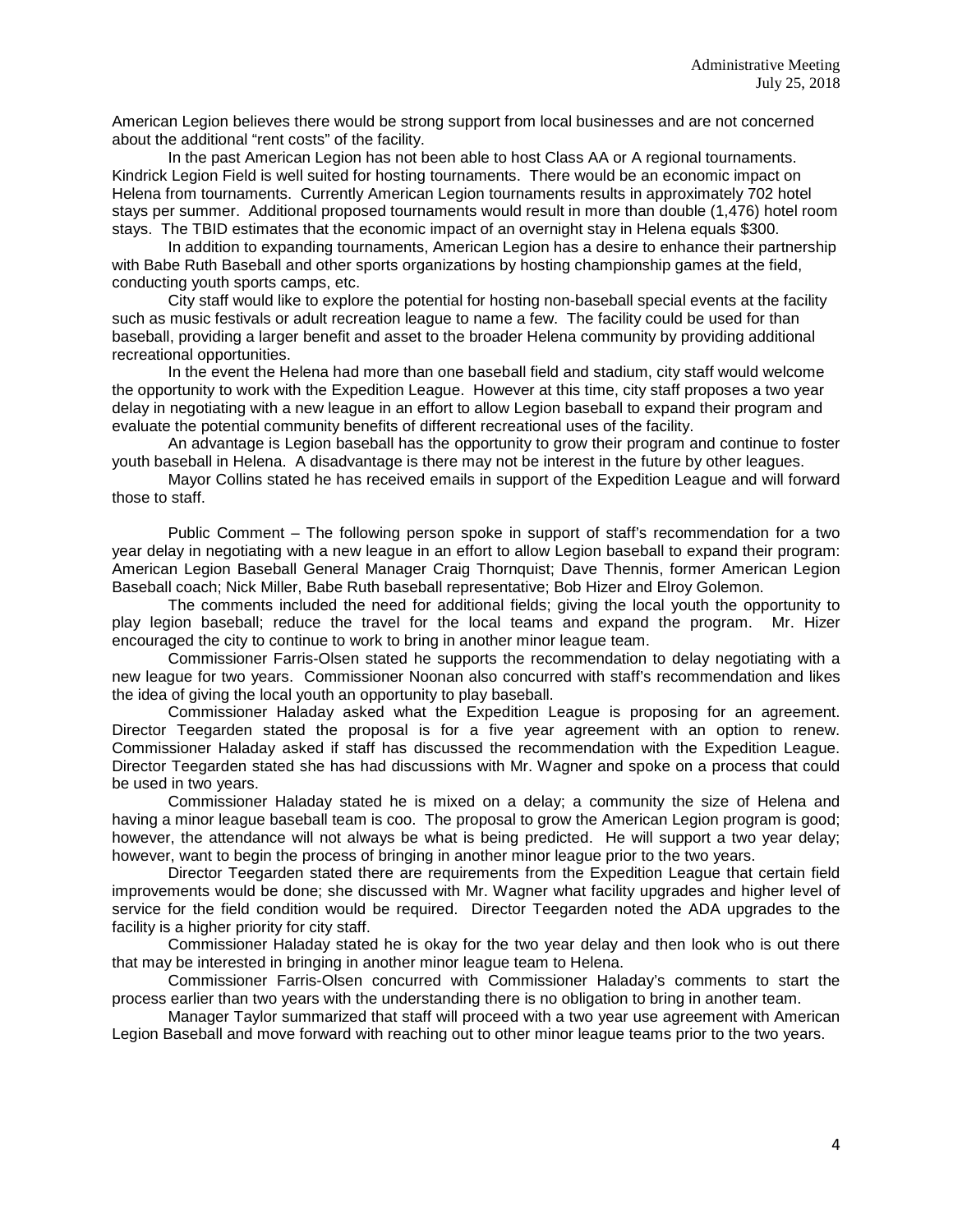American Legion believes there would be strong support from local businesses and are not concerned about the additional "rent costs" of the facility.

In the past American Legion has not been able to host Class AA or A regional tournaments. Kindrick Legion Field is well suited for hosting tournaments. There would be an economic impact on Helena from tournaments. Currently American Legion tournaments results in approximately 702 hotel stays per summer. Additional proposed tournaments would result in more than double (1,476) hotel room stays. The TBID estimates that the economic impact of an overnight stay in Helena equals $300.

In addition to expanding tournaments, American Legion has a desire to enhance their partnership with Babe Ruth Baseball and other sports organizations by hosting championship games at the field, conducting youth sports camps, etc.

City staff would like to explore the potential for hosting non-baseball special events at the facility such as music festivals or adult recreation league to name a few. The facility could be used for than baseball, providing a larger benefit and asset to the broader Helena community by providing additional recreational opportunities.

In the event the Helena had more than one baseball field and stadium, city staff would welcome the opportunity to work with the Expedition League. However at this time, city staff proposes a two year delay in negotiating with a new league in an effort to allow Legion baseball to expand their program and evaluate the potential community benefits of different recreational uses of the facility.

An advantage is Legion baseball has the opportunity to grow their program and continue to foster youth baseball in Helena. A disadvantage is there may not be interest in the future by other leagues.

Mayor Collins stated he has received emails in support of the Expedition League and will forward those to staff.

Public Comment – The following person spoke in support of staff's recommendation for a two year delay in negotiating with a new league in an effort to allow Legion baseball to expand their program: American Legion Baseball General Manager Craig Thornquist; Dave Thennis, former American Legion Baseball coach; Nick Miller, Babe Ruth baseball representative; Bob Hizer and Elroy Golemon.

The comments included the need for additional fields; giving the local youth the opportunity to play legion baseball; reduce the travel for the local teams and expand the program. Mr. Hizer encouraged the city to continue to work to bring in another minor league team.

Commissioner Farris-Olsen stated he supports the recommendation to delay negotiating with a new league for two years. Commissioner Noonan also concurred with staff's recommendation and likes the idea of giving the local youth an opportunity to play baseball.

Commissioner Haladay asked what the Expedition League is proposing for an agreement. Director Teegarden stated the proposal is for a five year agreement with an option to renew. Commissioner Haladay asked if staff has discussed the recommendation with the Expedition League. Director Teegarden stated she has had discussions with Mr. Wagner and spoke on a process that could be used in two years.

Commissioner Haladay stated he is mixed on a delay; a community the size of Helena and having a minor league baseball team is coo. The proposal to grow the American Legion program is good; however, the attendance will not always be what is being predicted. He will support a two year delay; however, want to begin the process of bringing in another minor league prior to the two years.

Director Teegarden stated there are requirements from the Expedition League that certain field improvements would be done; she discussed with Mr. Wagner what facility upgrades and higher level of service for the field condition would be required. Director Teegarden noted the ADA upgrades to the facility is a higher priority for city staff.

Commissioner Haladay stated he is okay for the two year delay and then look who is out there that may be interested in bringing in another minor league team to Helena.

Commissioner Farris-Olsen concurred with Commissioner Haladay's comments to start the process earlier than two years with the understanding there is no obligation to bring in another team.

Manager Taylor summarized that staff will proceed with a two year use agreement with American Legion Baseball and move forward with reaching out to other minor league teams prior to the two years.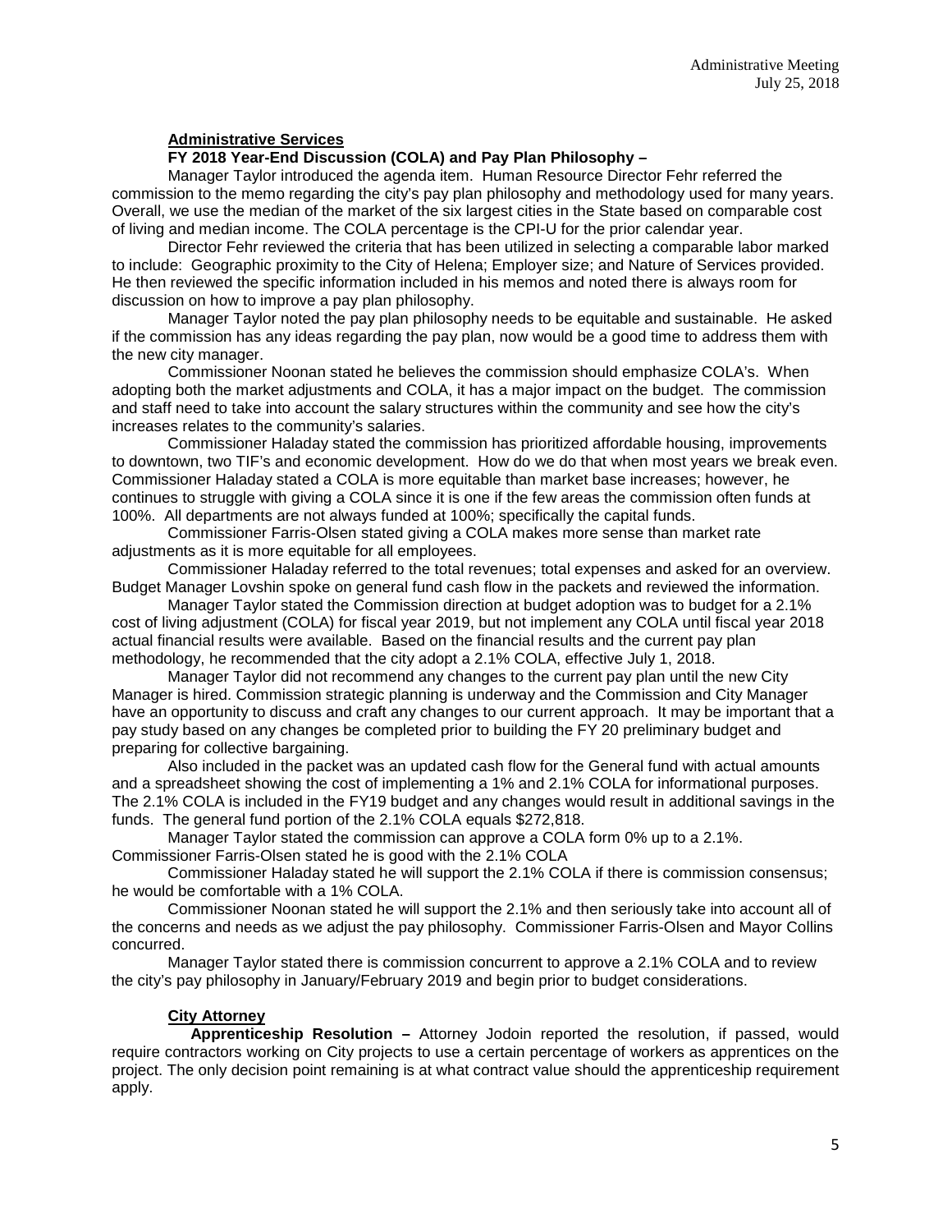**Administrative Services**

**FY 2018 Year-End Discussion (COLA) and Pay Plan Philosophy –**

Manager Taylor introduced the agenda item. Human Resource Director Fehr referred the commission to the memo regarding the city's pay plan philosophy and methodology used for many years. Overall, we use the median of the market of the six largest cities in the State based on comparable cost of living and median income. The COLA percentage is the CPI-U for the prior calendar year.

Director Fehr reviewed the criteria that has been utilized in selecting a comparable labor marked to include: Geographic proximity to the City of Helena; Employer size; and Nature of Services provided. He then reviewed the specific information included in his memos and noted there is always room for discussion on how to improve a pay plan philosophy.

Manager Taylor noted the pay plan philosophy needs to be equitable and sustainable. He asked if the commission has any ideas regarding the pay plan, now would be a good time to address them with the new city manager.

Commissioner Noonan stated he believes the commission should emphasize COLA's. When adopting both the market adjustments and COLA, it has a major impact on the budget. The commission and staff need to take into account the salary structures within the community and see how the city's increases relates to the community's salaries.

Commissioner Haladay stated the commission has prioritized affordable housing, improvements to downtown, two TIF's and economic development. How do we do that when most years we break even. Commissioner Haladay stated a COLA is more equitable than market base increases; however, he continues to struggle with giving a COLA since it is one if the few areas the commission often funds at 100%. All departments are not always funded at 100%; specifically the capital funds.

Commissioner Farris-Olsen stated giving a COLA makes more sense than market rate adjustments as it is more equitable for all employees.

Commissioner Haladay referred to the total revenues; total expenses and asked for an overview. Budget Manager Lovshin spoke on general fund cash flow in the packets and reviewed the information.

Manager Taylor stated the Commission direction at budget adoption was to budget for a 2.1% cost of living adjustment (COLA) for fiscal year 2019, but not implement any COLA until fiscal year 2018 actual financial results were available. Based on the financial results and the current pay plan methodology, he recommended that the city adopt a 2.1% COLA, effective July 1, 2018.

Manager Taylor did not recommend any changes to the current pay plan until the new City Manager is hired. Commission strategic planning is underway and the Commission and City Manager have an opportunity to discuss and craft any changes to our current approach. It may be important that a pay study based on any changes be completed prior to building the FY 20 preliminary budget and preparing for collective bargaining.

Also included in the packet was an updated cash flow for the General fund with actual amounts and a spreadsheet showing the cost of implementing a 1% and 2.1% COLA for informational purposes. The 2.1% COLA is included in the FY19 budget and any changes would result in additional savings in the funds. The general fund portion of the 2.1% COLA equals $272,818.

Manager Taylor stated the commission can approve a COLA form 0% up to a 2.1%. Commissioner Farris-Olsen stated he is good with the 2.1% COLA

Commissioner Haladay stated he will support the 2.1% COLA if there is commission consensus; he would be comfortable with a 1% COLA.

Commissioner Noonan stated he will support the 2.1% and then seriously take into account all of the concerns and needs as we adjust the pay philosophy. Commissioner Farris-Olsen and Mayor Collins concurred.

Manager Taylor stated there is commission concurrent to approve a 2.1% COLA and to review the city's pay philosophy in January/February 2019 and begin prior to budget considerations.

**City Attorney**

**Apprenticeship Resolution –** Attorney Jodoin reported the resolution, if passed, would require contractors working on City projects to use a certain percentage of workers as apprentices on the project. The only decision point remaining is at what contract value should the apprenticeship requirement apply.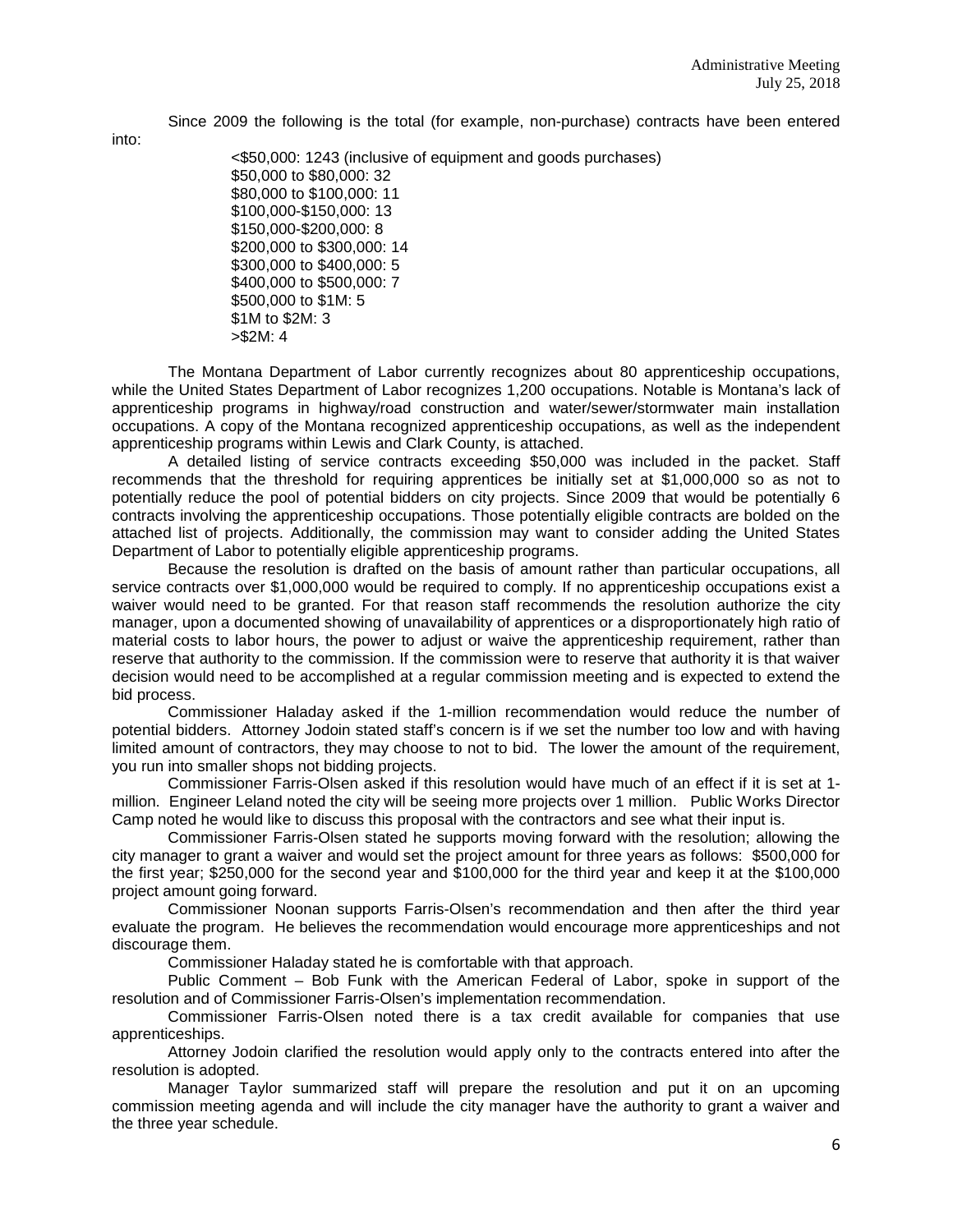Since 2009 the following is the total (for example, non-purchase) contracts have been entered into:

<$50,000: 1243 (inclusive of equipment and goods purchases)
$50,000 to $80,000: 32
$80,000 to $100,000: 11
$100,000-$150,000: 13
$150,000-$200,000: 8
$200,000 to $300,000: 14
$300,000 to $400,000: 5
$400,000 to $500,000: 7
$500,000 to $1M: 5
$1M to $2M: 3
>$2M: 4

The Montana Department of Labor currently recognizes about 80 apprenticeship occupations, while the United States Department of Labor recognizes 1,200 occupations. Notable is Montana's lack of apprenticeship programs in highway/road construction and water/sewer/stormwater main installation occupations. A copy of the Montana recognized apprenticeship occupations, as well as the independent apprenticeship programs within Lewis and Clark County, is attached.

A detailed listing of service contracts exceeding $50,000 was included in the packet. Staff recommends that the threshold for requiring apprentices be initially set at $1,000,000 so as not to potentially reduce the pool of potential bidders on city projects. Since 2009 that would be potentially 6 contracts involving the apprenticeship occupations. Those potentially eligible contracts are bolded on the attached list of projects. Additionally, the commission may want to consider adding the United States Department of Labor to potentially eligible apprenticeship programs.

Because the resolution is drafted on the basis of amount rather than particular occupations, all service contracts over $1,000,000 would be required to comply. If no apprenticeship occupations exist a waiver would need to be granted. For that reason staff recommends the resolution authorize the city manager, upon a documented showing of unavailability of apprentices or a disproportionately high ratio of material costs to labor hours, the power to adjust or waive the apprenticeship requirement, rather than reserve that authority to the commission. If the commission were to reserve that authority it is that waiver decision would need to be accomplished at a regular commission meeting and is expected to extend the bid process.

Commissioner Haladay asked if the 1-million recommendation would reduce the number of potential bidders. Attorney Jodoin stated staff's concern is if we set the number too low and with having limited amount of contractors, they may choose to not to bid. The lower the amount of the requirement, you run into smaller shops not bidding projects.

Commissioner Farris-Olsen asked if this resolution would have much of an effect if it is set at 1-million. Engineer Leland noted the city will be seeing more projects over 1 million. Public Works Director Camp noted he would like to discuss this proposal with the contractors and see what their input is.

Commissioner Farris-Olsen stated he supports moving forward with the resolution; allowing the city manager to grant a waiver and would set the project amount for three years as follows: $500,000 for the first year; $250,000 for the second year and $100,000 for the third year and keep it at the $100,000 project amount going forward.

Commissioner Noonan supports Farris-Olsen's recommendation and then after the third year evaluate the program. He believes the recommendation would encourage more apprenticeships and not discourage them.

Commissioner Haladay stated he is comfortable with that approach.

Public Comment – Bob Funk with the American Federal of Labor, spoke in support of the resolution and of Commissioner Farris-Olsen's implementation recommendation.

Commissioner Farris-Olsen noted there is a tax credit available for companies that use apprenticeships.

Attorney Jodoin clarified the resolution would apply only to the contracts entered into after the resolution is adopted.

Manager Taylor summarized staff will prepare the resolution and put it on an upcoming commission meeting agenda and will include the city manager have the authority to grant a waiver and the three year schedule.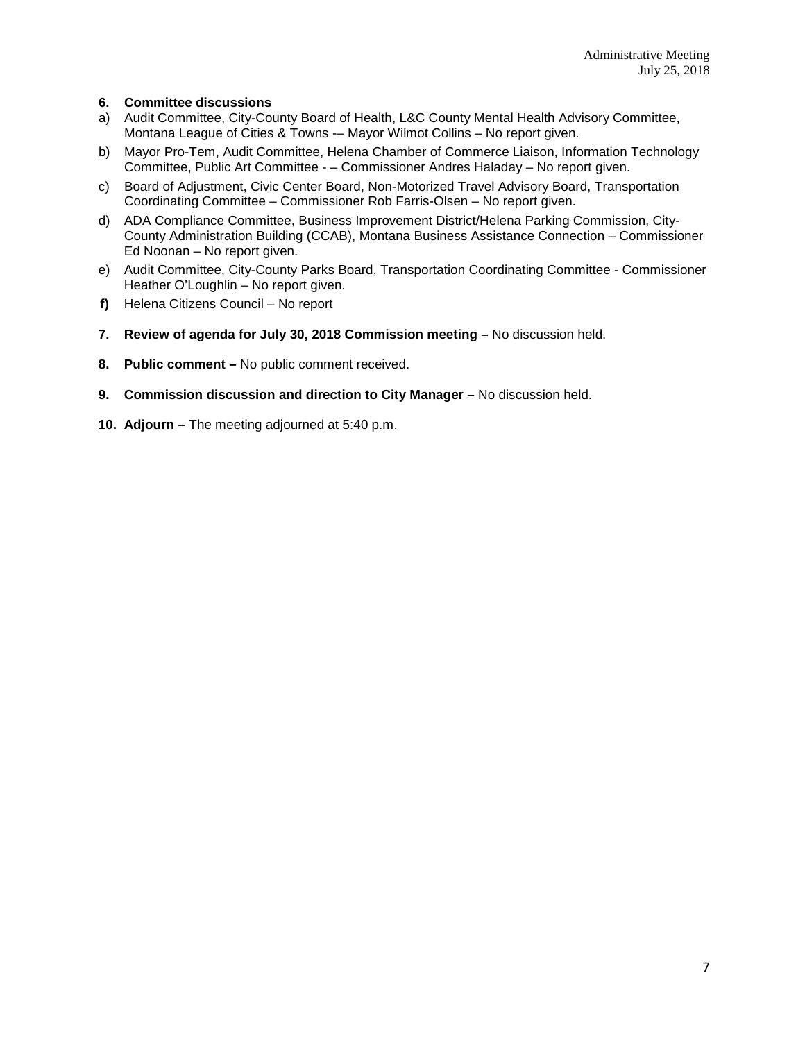**6. Committee discussions**

a) Audit Committee, City-County Board of Health, L&C County Mental Health Advisory Committee, Montana League of Cities & Towns -– Mayor Wilmot Collins – No report given.

b) Mayor Pro-Tem, Audit Committee, Helena Chamber of Commerce Liaison, Information Technology Committee, Public Art Committee - – Commissioner Andres Haladay – No report given.

c) Board of Adjustment, Civic Center Board, Non-Motorized Travel Advisory Board, Transportation Coordinating Committee – Commissioner Rob Farris-Olsen – No report given.

d) ADA Compliance Committee, Business Improvement District/Helena Parking Commission, City-County Administration Building (CCAB), Montana Business Assistance Connection – Commissioner Ed Noonan – No report given.

e) Audit Committee, City-County Parks Board, Transportation Coordinating Committee - Commissioner Heather O'Loughlin – No report given.

**f)** Helena Citizens Council – No report

**7. Review of agenda for July 30, 2018 Commission meeting –** No discussion held.

**8. Public comment –** No public comment received.

**9. Commission discussion and direction to City Manager –** No discussion held.

**10. Adjourn –** The meeting adjourned at 5:40 p.m.